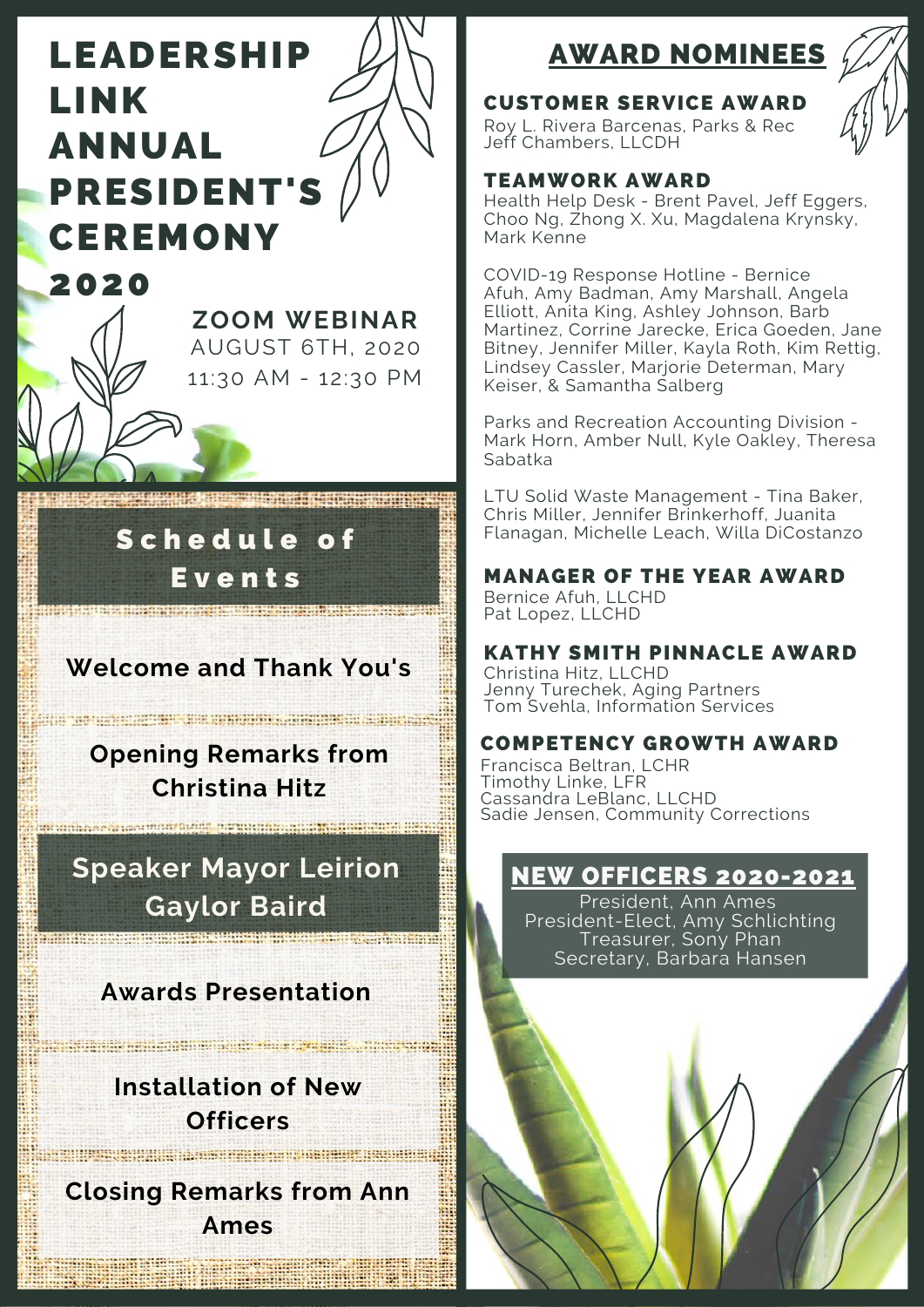# LEADERSHIP LINK ANNUAL PRESIDENT'S CEREMONY 2020

**ZOOM WEBINAR**
AUGUST 6TH, 2020
11:30 AM - 12:30 PM

## Schedule of Events

**Welcome and Thank You's**

**Opening Remarks from Christina Hitz**

**Speaker Mayor Leirion Gaylor Baird**

**Awards Presentation**

**Installation of New Officers**

**Closing Remarks from Ann Ames**

## AWARD NOMINEES

### CUSTOMER SERVICE AWARD

Roy L. Rivera Barcenas, Parks & Rec
Jeff Chambers, LLCDH

### TEAMWORK AWARD

Health Help Desk - Brent Pavel, Jeff Eggers, Choo Ng, Zhong X. Xu, Magdalena Krynsky, Mark Kenne

COVID-19 Response Hotline - Bernice Afuh, Amy Badman, Amy Marshall, Angela Elliott, Anita King, Ashley Johnson, Barb Martinez, Corrine Jarecke, Erica Goeden, Jane Bitney, Jennifer Miller, Kayla Roth, Kim Rettig, Lindsey Cassler, Marjorie Determan, Mary Keiser, & Samantha Salberg

Parks and Recreation Accounting Division - Mark Horn, Amber Null, Kyle Oakley, Theresa Sabatka

LTU Solid Waste Management - Tina Baker, Chris Miller, Jennifer Brinkerhoff, Juanita Flanagan, Michelle Leach, Willa DiCostanzo

### MANAGER OF THE YEAR AWARD

Bernice Afuh, LLCHD
Pat Lopez, LLCHD

### KATHY SMITH PINNACLE AWARD

Christina Hitz, LLCHD
Jenny Turechek, Aging Partners
Tom Svehla, Information Services

### COMPETENCY GROWTH AWARD

Francisca Beltran, LCHR
Timothy Linke, LFR
Cassandra LeBlanc, LLCHD
Sadie Jensen, Community Corrections

## NEW OFFICERS 2020-2021

President, Ann Ames
President-Elect, Amy Schlichting
Treasurer, Sony Phan
Secretary, Barbara Hansen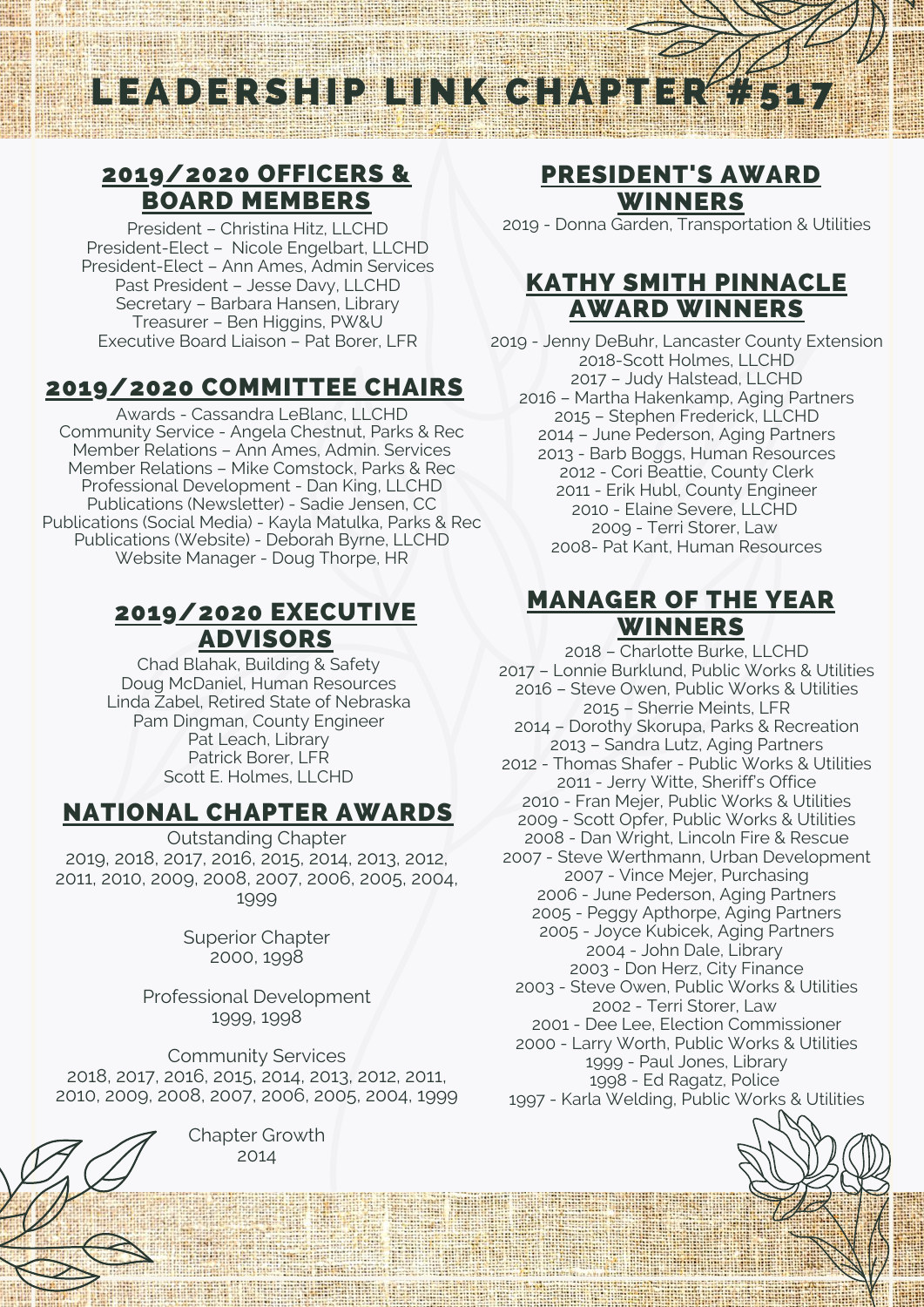# LEADERSHIP LINK CHAPTER #517

## 2019/2020 OFFICERS & BOARD MEMBERS

President – Christina Hitz, LLCHD
President-Elect – Nicole Engelbart, LLCHD
President-Elect – Ann Ames, Admin Services
Past President – Jesse Davy, LLCHD
Secretary – Barbara Hansen, Library
Treasurer – Ben Higgins, PW&U
Executive Board Liaison – Pat Borer, LFR

## 2019/2020 COMMITTEE CHAIRS

Awards - Cassandra LeBlanc, LLCHD
Community Service - Angela Chestnut, Parks & Rec
Member Relations – Ann Ames, Admin. Services
Member Relations – Mike Comstock, Parks & Rec
Professional Development - Dan King, LLCHD
Publications (Newsletter) - Sadie Jensen, CC
Publications (Social Media) - Kayla Matulka, Parks & Rec
Publications (Website) - Deborah Byrne, LLCHD
Website Manager - Doug Thorpe, HR

## 2019/2020 EXECUTIVE ADVISORS

Chad Blahak, Building & Safety
Doug McDaniel, Human Resources
Linda Zabel, Retired State of Nebraska
Pam Dingman, County Engineer
Pat Leach, Library
Patrick Borer, LFR
Scott E. Holmes, LLCHD

## NATIONAL CHAPTER AWARDS

Outstanding Chapter
2019, 2018, 2017, 2016, 2015, 2014, 2013, 2012, 2011, 2010, 2009, 2008, 2007, 2006, 2005, 2004, 1999

Superior Chapter
2000, 1998

Professional Development
1999, 1998

Community Services
2018, 2017, 2016, 2015, 2014, 2013, 2012, 2011, 2010, 2009, 2008, 2007, 2006, 2005, 2004, 1999

Chapter Growth
2014

## PRESIDENT'S AWARD WINNERS

2019 - Donna Garden, Transportation & Utilities

## KATHY SMITH PINNACLE AWARD WINNERS

2019 - Jenny DeBuhr, Lancaster County Extension
2018-Scott Holmes, LLCHD
2017 – Judy Halstead, LLCHD
2016 – Martha Hakenkamp, Aging Partners
2015 – Stephen Frederick, LLCHD
2014 – June Pederson, Aging Partners
2013 - Barb Boggs, Human Resources
2012 - Cori Beattie, County Clerk
2011 - Erik Hubl, County Engineer
2010 - Elaine Severe, LLCHD
2009 - Terri Storer, Law
2008- Pat Kant, Human Resources

## MANAGER OF THE YEAR WINNERS

2018 – Charlotte Burke, LLCHD
2017 – Lonnie Burklund, Public Works & Utilities
2016 – Steve Owen, Public Works & Utilities
2015 – Sherrie Meints, LFR
2014 – Dorothy Skorupa, Parks & Recreation
2013 – Sandra Lutz, Aging Partners
2012 - Thomas Shafer - Public Works & Utilities
2011 - Jerry Witte, Sheriff's Office
2010 - Fran Mejer, Public Works & Utilities
2009 - Scott Opfer, Public Works & Utilities
2008 - Dan Wright, Lincoln Fire & Rescue
2007 - Steve Werthmann, Urban Development
2007 - Vince Mejer, Purchasing
2006 - June Pederson, Aging Partners
2005 - Peggy Apthorpe, Aging Partners
2005 - Joyce Kubicek, Aging Partners
2004 - John Dale, Library
2003 - Don Herz, City Finance
2003 - Steve Owen, Public Works & Utilities
2002 - Terri Storer, Law
2001 - Dee Lee, Election Commissioner
2000 - Larry Worth, Public Works & Utilities
1999 - Paul Jones, Library
1998 - Ed Ragatz, Police
1997 - Karla Welding, Public Works & Utilities